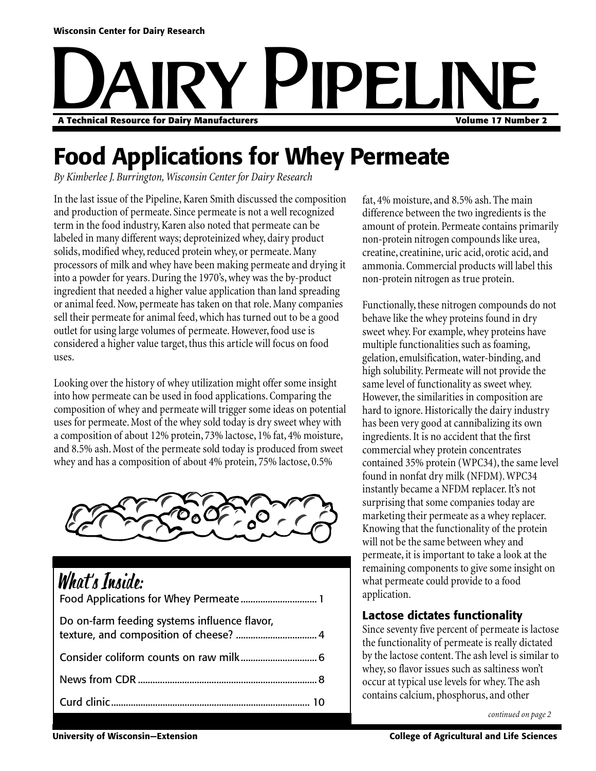Wisconsin Center for Dairy Research

# Dairy Pipeline

**A Technical Resource for Dairy Manufacturers** — **Volume 17 Number 2**

## Food Applications for Whey Permeate

*By Kimberlee J. Burrington, Wisconsin Center for Dairy Research*

In the last issue of the Pipeline, Karen Smith discussed the composition and production of permeate. Since permeate is not a well recognized term in the food industry, Karen also noted that permeate can be labeled in many different ways; deproteinized whey, dairy product solids, modified whey, reduced protein whey, or permeate. Many processors of milk and whey have been making permeate and drying it into a powder for years. During the 1970's, whey was the by-product ingredient that needed a higher value application than land spreading or animal feed. Now, permeate has taken on that role. Many companies sell their permeate for animal feed, which has turned out to be a good outlet for using large volumes of permeate. However, food use is considered a higher value target, thus this article will focus on food uses.

Looking over the history of whey utilization might offer some insight into how permeate can be used in food applications. Comparing the composition of whey and permeate will trigger some ideas on potential uses for permeate. Most of the whey sold today is dry sweet whey with a composition of about 12% protein, 73% lactose, 1% fat, 4% moisture, and 8.5% ash. Most of the permeate sold today is produced from sweet whey and has a composition of about 4% protein, 75% lactose, 0.5% fat, 4% moisture, and 8.5% ash. The main difference between the two ingredients is the amount of protein. Permeate contains primarily non-protein nitrogen compounds like urea, creatine, creatinine, uric acid, orotic acid, and ammonia. Commercial products will label this non-protein nitrogen as true protein.

Functionally, these nitrogen compounds do not behave like the whey proteins found in dry sweet whey. For example, whey proteins have multiple functionalities such as foaming, gelation, emulsification, water-binding, and high solubility. Permeate will not provide the same level of functionality as sweet whey. However, the similarities in composition are hard to ignore. Historically the dairy industry has been very good at cannibalizing its own ingredients. It is no accident that the first commercial whey protein concentrates contained 35% protein (WPC34), the same level found in nonfat dry milk (NFDM). WPC34 instantly became a NFDM replacer. It's not surprising that some companies today are marketing their permeate as a whey replacer. Knowing that the functionality of the protein will not be the same between whey and permeate, it is important to take a look at the remaining components to give some insight on what permeate could provide to a food application.

### Lactose dictates functionality

Since seventy five percent of permeate is lactose the functionality of permeate is really dictated by the lactose content. The ash level is similar to whey, so flavor issues such as saltiness won't occur at typical use levels for whey. The ash contains calcium, phosphorus, and other

*continued on page 2*

### What's Inside:

- Food Applications for Whey Permeate .............................. 1
- Do on-farm feeding systems influence flavor, texture, and composition of cheese? ................................ 4
- Consider coliform counts on raw milk .............................. 6
- News from CDR ........................................................................ 8
- Curd clinic ................................................................................ 10

University of Wisconsin—Extension — College of Agricultural and Life Sciences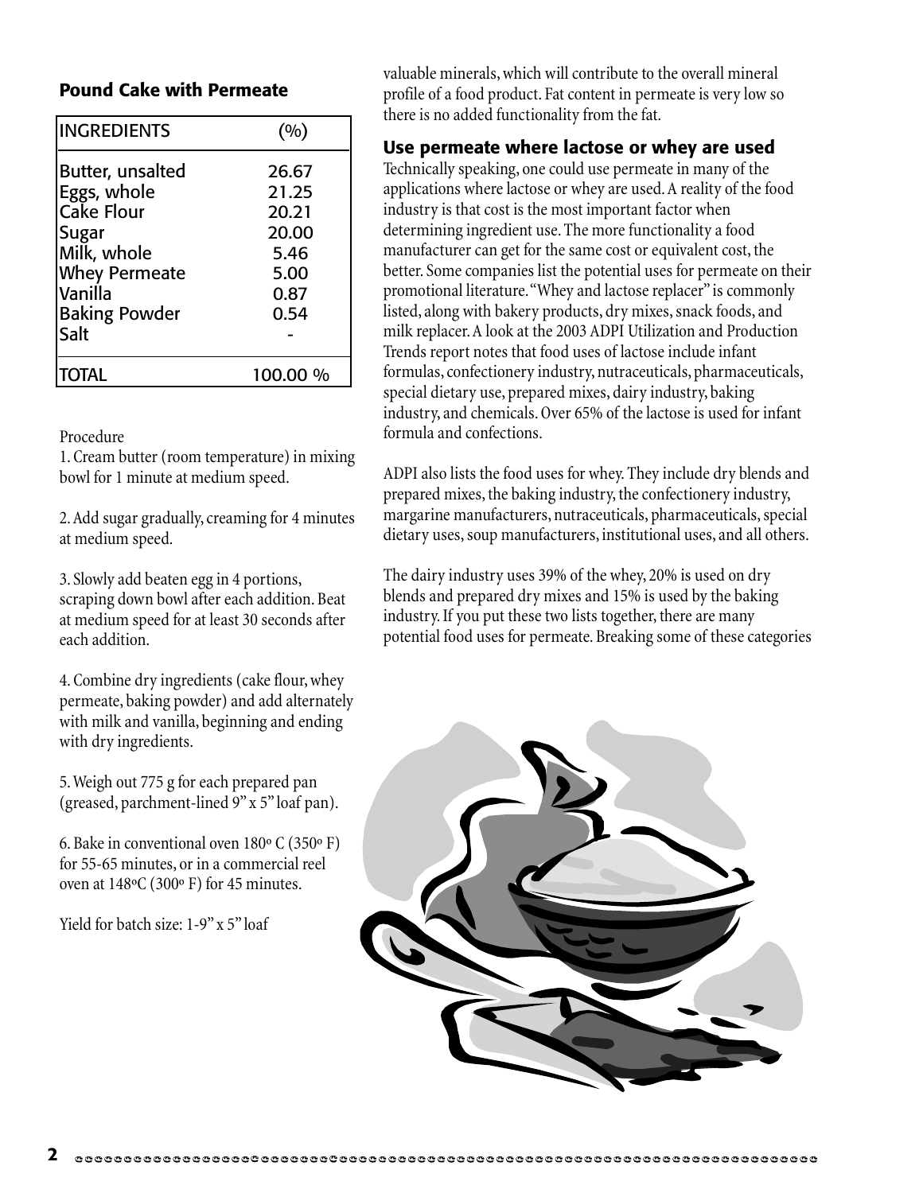### Pound Cake with Permeate

| INGREDIENTS | (%) |
|---|---|
| Butter, unsalted | 26.67 |
| Eggs, whole | 21.25 |
| Cake Flour | 20.21 |
| Sugar | 20.00 |
| Milk, whole | 5.46 |
| Whey Permeate | 5.00 |
| Vanilla | 0.87 |
| Baking Powder | 0.54 |
| Salt | - |
| TOTAL | 100.00 % |

Procedure

1. Cream butter (room temperature) in mixing bowl for 1 minute at medium speed.

2. Add sugar gradually, creaming for 4 minutes at medium speed.

3. Slowly add beaten egg in 4 portions, scraping down bowl after each addition. Beat at medium speed for at least 30 seconds after each addition.

4. Combine dry ingredients (cake flour, whey permeate, baking powder) and add alternately with milk and vanilla, beginning and ending with dry ingredients.

5. Weigh out 775 g for each prepared pan (greased, parchment-lined 9" x 5" loaf pan).

6. Bake in conventional oven 180º C (350º F) for 55-65 minutes, or in a commercial reel oven at 148ºC (300º F) for 45 minutes.

Yield for batch size: 1-9" x 5" loaf

valuable minerals, which will contribute to the overall mineral profile of a food product. Fat content in permeate is very low so there is no added functionality from the fat.

### Use permeate where lactose or whey are used

Technically speaking, one could use permeate in many of the applications where lactose or whey are used. A reality of the food industry is that cost is the most important factor when determining ingredient use. The more functionality a food manufacturer can get for the same cost or equivalent cost, the better. Some companies list the potential uses for permeate on their promotional literature. "Whey and lactose replacer" is commonly listed, along with bakery products, dry mixes, snack foods, and milk replacer. A look at the 2003 ADPI Utilization and Production Trends report notes that food uses of lactose include infant formulas, confectionery industry, nutraceuticals, pharmaceuticals, special dietary use, prepared mixes, dairy industry, baking industry, and chemicals. Over 65% of the lactose is used for infant formula and confections.

ADPI also lists the food uses for whey. They include dry blends and prepared mixes, the baking industry, the confectionery industry, margarine manufacturers, nutraceuticals, pharmaceuticals, special dietary uses, soup manufacturers, institutional uses, and all others.

The dairy industry uses 39% of the whey, 20% is used on dry blends and prepared dry mixes and 15% is used by the baking industry. If you put these two lists together, there are many potential food uses for permeate. Breaking some of these categories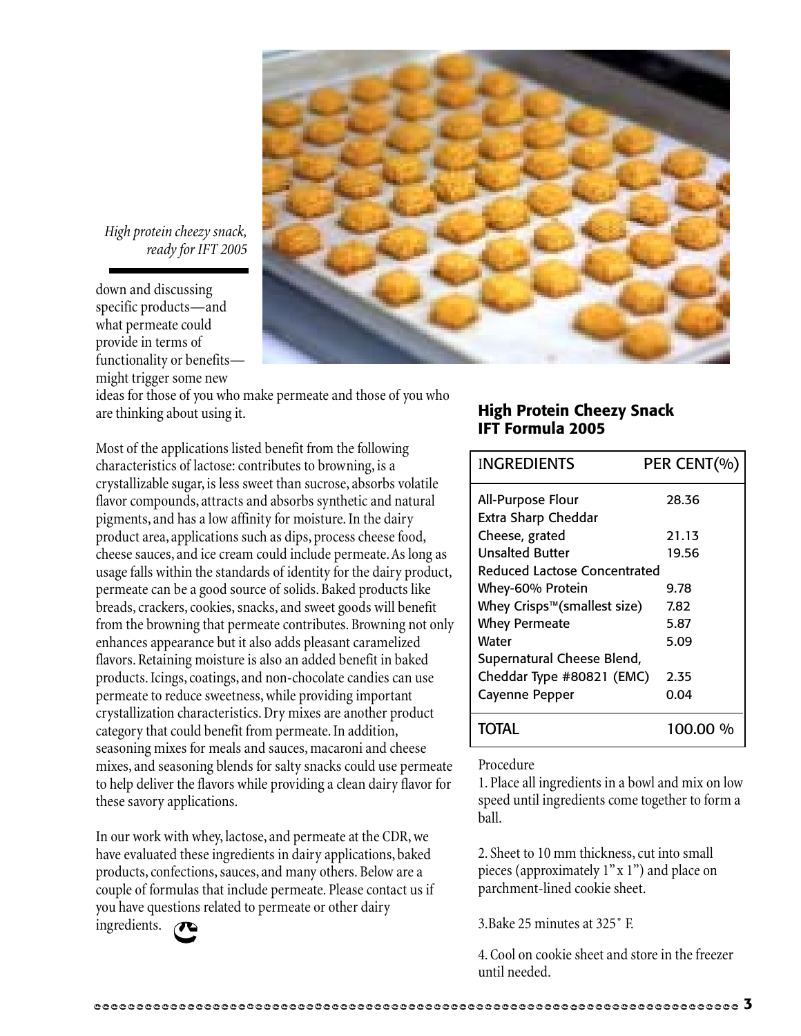*High protein cheezy snack, ready for IFT 2005*

down and discussing specific products—and what permeate could provide in terms of functionality or benefits—might trigger some new ideas for those of you who make permeate and those of you who are thinking about using it.

Most of the applications listed benefit from the following characteristics of lactose: contributes to browning, is a crystallizable sugar, is less sweet than sucrose, absorbs volatile flavor compounds, attracts and absorbs synthetic and natural pigments, and has a low affinity for moisture. In the dairy product area, applications such as dips, process cheese food, cheese sauces, and ice cream could include permeate. As long as usage falls within the standards of identity for the dairy product, permeate can be a good source of solids. Baked products like breads, crackers, cookies, snacks, and sweet goods will benefit from the browning that permeate contributes. Browning not only enhances appearance but it also adds pleasant caramelized flavors. Retaining moisture is also an added benefit in baked products. Icings, coatings, and non-chocolate candies can use permeate to reduce sweetness, while providing important crystallization characteristics. Dry mixes are another product category that could benefit from permeate. In addition, seasoning mixes for meals and sauces, macaroni and cheese mixes, and seasoning blends for salty snacks could use permeate to help deliver the flavors while providing a clean dairy flavor for these savory applications.

In our work with whey, lactose, and permeate at the CDR, we have evaluated these ingredients in dairy applications, baked products, confections, sauces, and many others. Below are a couple of formulas that include permeate. Please contact us if you have questions related to permeate or other dairy ingredients.

## High Protein Cheezy Snack IFT Formula 2005

| INGREDIENTS | PER CENT(%) |
|---|---|
| All-Purpose Flour | 28.36 |
| Extra Sharp Cheddar Cheese, grated | 21.13 |
| Unsalted Butter | 19.56 |
| Reduced Lactose Concentrated Whey-60% Protein | 9.78 |
| Whey Crisps™(smallest size) | 7.82 |
| Whey Permeate | 5.87 |
| Water | 5.09 |
| Supernatural Cheese Blend, Cheddar Type #80821 (EMC) | 2.35 |
| Cayenne Pepper | 0.04 |
| TOTAL | 100.00 % |

Procedure

1. Place all ingredients in a bowl and mix on low speed until ingredients come together to form a ball.

2. Sheet to 10 mm thickness, cut into small pieces (approximately 1" x 1") and place on parchment-lined cookie sheet.

3. Bake 25 minutes at 325˚ F.

4. Cool on cookie sheet and store in the freezer until needed.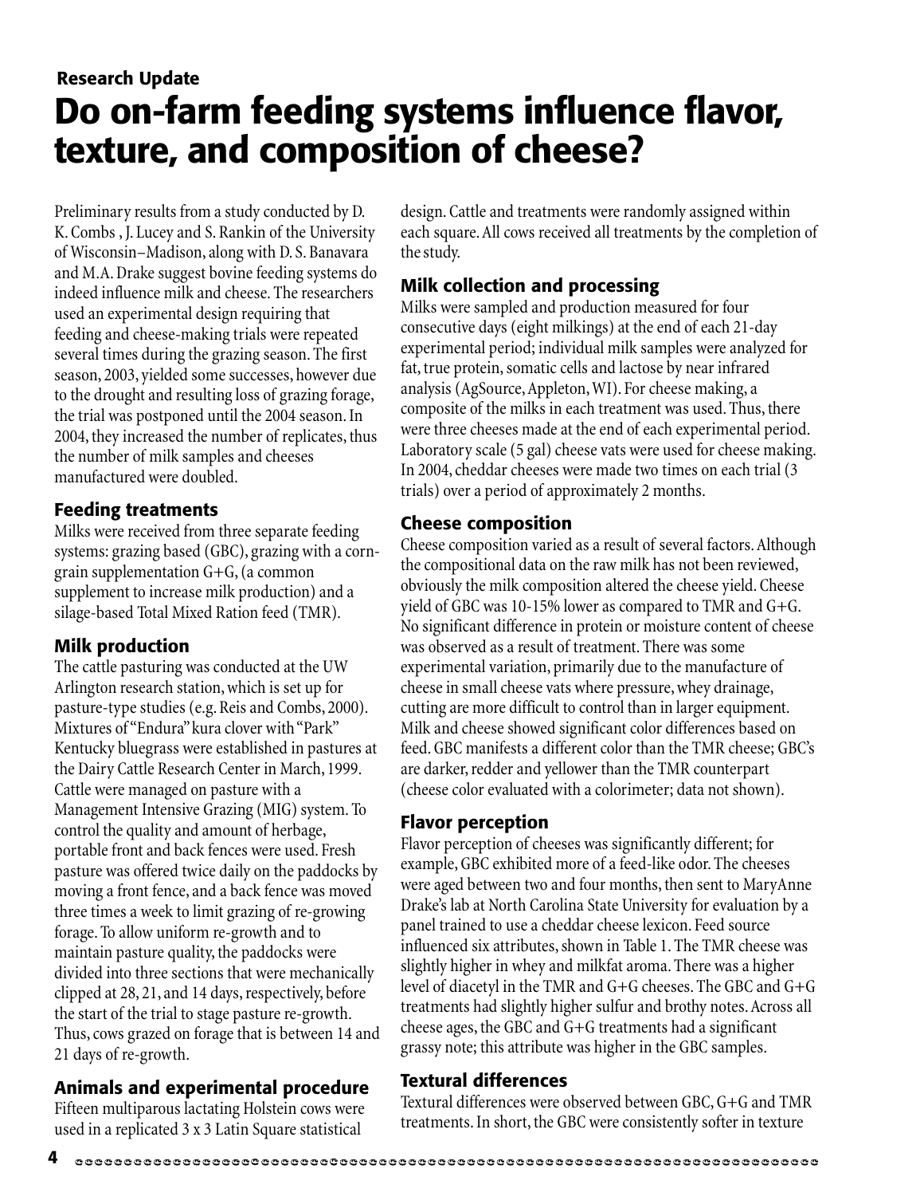**Research Update**

# Do on-farm feeding systems influence flavor, texture, and composition of cheese?

Preliminary results from a study conducted by D. K. Combs , J. Lucey and S. Rankin of the University of Wisconsin–Madison, along with D. S. Banavara and M.A. Drake suggest bovine feeding systems do indeed influence milk and cheese. The researchers used an experimental design requiring that feeding and cheese-making trials were repeated several times during the grazing season. The first season, 2003, yielded some successes, however due to the drought and resulting loss of grazing forage, the trial was postponed until the 2004 season. In 2004, they increased the number of replicates, thus the number of milk samples and cheeses manufactured were doubled.

## Feeding treatments

Milks were received from three separate feeding systems: grazing based (GBC), grazing with a corn-grain supplementation G+G, (a common supplement to increase milk production) and a silage-based Total Mixed Ration feed (TMR).

## Milk production

The cattle pasturing was conducted at the UW Arlington research station, which is set up for pasture-type studies (e.g. Reis and Combs, 2000). Mixtures of "Endura" kura clover with "Park" Kentucky bluegrass were established in pastures at the Dairy Cattle Research Center in March, 1999. Cattle were managed on pasture with a Management Intensive Grazing (MIG) system. To control the quality and amount of herbage, portable front and back fences were used. Fresh pasture was offered twice daily on the paddocks by moving a front fence, and a back fence was moved three times a week to limit grazing of re-growing forage. To allow uniform re-growth and to maintain pasture quality, the paddocks were divided into three sections that were mechanically clipped at 28, 21, and 14 days, respectively, before the start of the trial to stage pasture re-growth. Thus, cows grazed on forage that is between 14 and 21 days of re-growth.

## Animals and experimental procedure

Fifteen multiparous lactating Holstein cows were used in a replicated 3 x 3 Latin Square statistical design. Cattle and treatments were randomly assigned within each square. All cows received all treatments by the completion of the study.

## Milk collection and processing

Milks were sampled and production measured for four consecutive days (eight milkings) at the end of each 21-day experimental period; individual milk samples were analyzed for fat, true protein, somatic cells and lactose by near infrared analysis (AgSource, Appleton, WI). For cheese making, a composite of the milks in each treatment was used. Thus, there were three cheeses made at the end of each experimental period. Laboratory scale (5 gal) cheese vats were used for cheese making. In 2004, cheddar cheeses were made two times on each trial (3 trials) over a period of approximately 2 months.

## Cheese composition

Cheese composition varied as a result of several factors. Although the compositional data on the raw milk has not been reviewed, obviously the milk composition altered the cheese yield. Cheese yield of GBC was 10-15% lower as compared to TMR and G+G. No significant difference in protein or moisture content of cheese was observed as a result of treatment. There was some experimental variation, primarily due to the manufacture of cheese in small cheese vats where pressure, whey drainage, cutting are more difficult to control than in larger equipment. Milk and cheese showed significant color differences based on feed. GBC manifests a different color than the TMR cheese; GBC's are darker, redder and yellower than the TMR counterpart (cheese color evaluated with a colorimeter; data not shown).

## Flavor perception

Flavor perception of cheeses was significantly different; for example, GBC exhibited more of a feed-like odor. The cheeses were aged between two and four months, then sent to MaryAnne Drake's lab at North Carolina State University for evaluation by a panel trained to use a cheddar cheese lexicon. Feed source influenced six attributes, shown in Table 1. The TMR cheese was slightly higher in whey and milkfat aroma. There was a higher level of diacetyl in the TMR and G+G cheeses. The GBC and G+G treatments had slightly higher sulfur and brothy notes. Across all cheese ages, the GBC and G+G treatments had a significant grassy note; this attribute was higher in the GBC samples.

## Textural differences

Textural differences were observed between GBC, G+G and TMR treatments. In short, the GBC were consistently softer in texture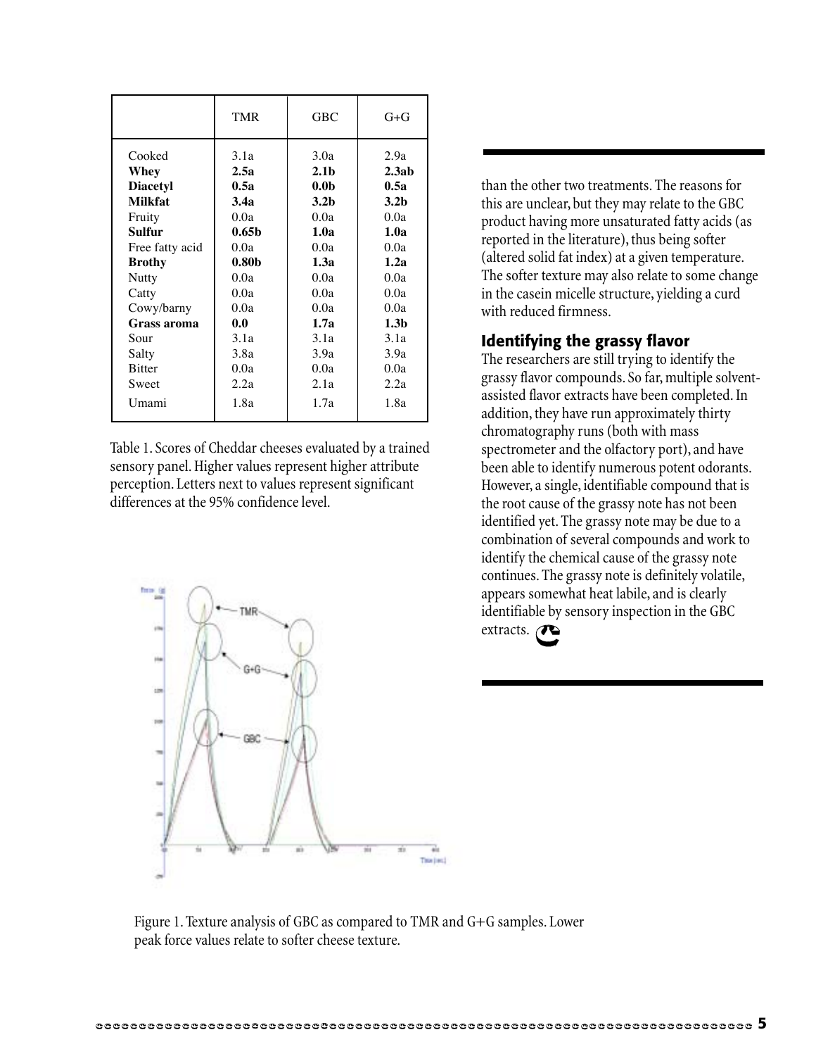| | TMR | GBC | G+G |
|---|---|---|---|
| Cooked | 3.1a | 3.0a | 2.9a |
| **Whey** | **2.5a** | **2.1b** | **2.3ab** |
| **Diacetyl** | **0.5a** | **0.0b** | **0.5a** |
| **Milkfat** | **3.4a** | **3.2b** | **3.2b** |
| Fruity | 0.0a | 0.0a | 0.0a |
| **Sulfur** | **0.65b** | **1.0a** | **1.0a** |
| Free fatty acid | 0.0a | 0.0a | 0.0a |
| **Brothy** | **0.80b** | **1.3a** | **1.2a** |
| Nutty | 0.0a | 0.0a | 0.0a |
| Catty | 0.0a | 0.0a | 0.0a |
| Cowy/barny | 0.0a | 0.0a | 0.0a |
| **Grass aroma** | **0.0** | **1.7a** | **1.3b** |
| Sour | 3.1a | 3.1a | 3.1a |
| Salty | 3.8a | 3.9a | 3.9a |
| Bitter | 0.0a | 0.0a | 0.0a |
| Sweet | 2.2a | 2.1a | 2.2a |
| Umami | 1.8a | 1.7a | 1.8a |

Table 1. Scores of Cheddar cheeses evaluated by a trained sensory panel. Higher values represent higher attribute perception. Letters next to values represent significant differences at the 95% confidence level.

Figure 1. Texture analysis of GBC as compared to TMR and G+G samples. Lower peak force values relate to softer cheese texture.

than the other two treatments. The reasons for this are unclear, but they may relate to the GBC product having more unsaturated fatty acids (as reported in the literature), thus being softer (altered solid fat index) at a given temperature. The softer texture may also relate to some change in the casein micelle structure, yielding a curd with reduced firmness.

## Identifying the grassy flavor

The researchers are still trying to identify the grassy flavor compounds. So far, multiple solvent-assisted flavor extracts have been completed. In addition, they have run approximately thirty chromatography runs (both with mass spectrometer and the olfactory port), and have been able to identify numerous potent odorants. However, a single, identifiable compound that is the root cause of the grassy note has not been identified yet. The grassy note may be due to a combination of several compounds and work to identify the chemical cause of the grassy note continues. The grassy note is definitely volatile, appears somewhat heat labile, and is clearly identifiable by sensory inspection in the GBC extracts.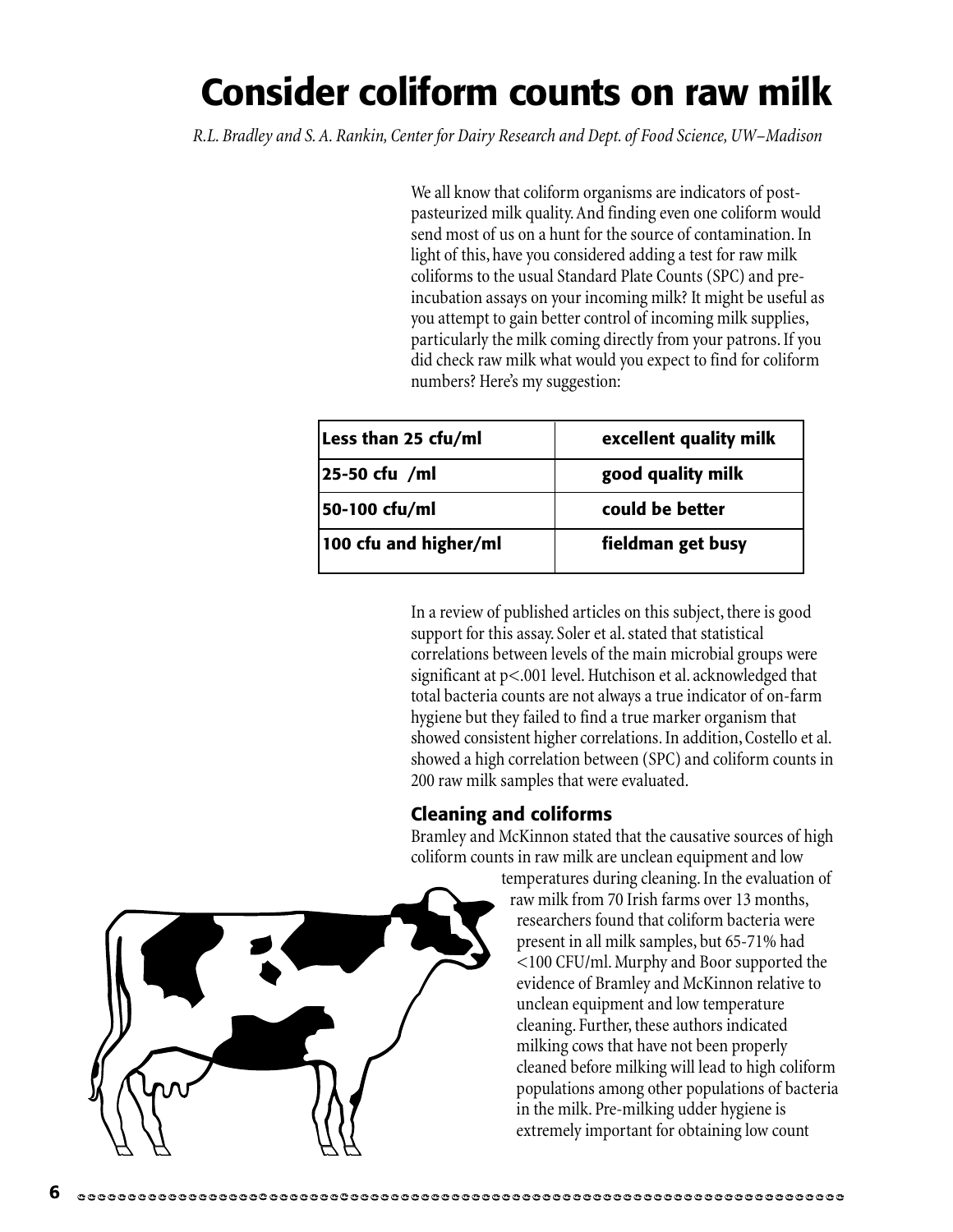# Consider coliform counts on raw milk

*R.L. Bradley and S. A. Rankin, Center for Dairy Research and Dept. of Food Science, UW–Madison*

We all know that coliform organisms are indicators of post-pasteurized milk quality. And finding even one coliform would send most of us on a hunt for the source of contamination. In light of this, have you considered adding a test for raw milk coliforms to the usual Standard Plate Counts (SPC) and pre-incubation assays on your incoming milk? It might be useful as you attempt to gain better control of incoming milk supplies, particularly the milk coming directly from your patrons. If you did check raw milk what would you expect to find for coliform numbers? Here's my suggestion:

| Less than 25 cfu/ml | excellent quality milk |
| --- | --- |
| 25-50 cfu /ml | good quality milk |
| 50-100 cfu/ml | could be better |
| 100 cfu and higher/ml | fieldman get busy |

In a review of published articles on this subject, there is good support for this assay. Soler et al. stated that statistical correlations between levels of the main microbial groups were significant at $p<.001$ level. Hutchison et al. acknowledged that total bacteria counts are not always a true indicator of on-farm hygiene but they failed to find a true marker organism that showed consistent higher correlations. In addition, Costello et al. showed a high correlation between (SPC) and coliform counts in 200 raw milk samples that were evaluated.

## Cleaning and coliforms

Bramley and McKinnon stated that the causative sources of high coliform counts in raw milk are unclean equipment and low temperatures during cleaning. In the evaluation of raw milk from 70 Irish farms over 13 months, researchers found that coliform bacteria were present in all milk samples, but 65-71% had <100 CFU/ml. Murphy and Boor supported the evidence of Bramley and McKinnon relative to unclean equipment and low temperature cleaning. Further, these authors indicated milking cows that have not been properly cleaned before milking will lead to high coliform populations among other populations of bacteria in the milk. Pre-milking udder hygiene is extremely important for obtaining low count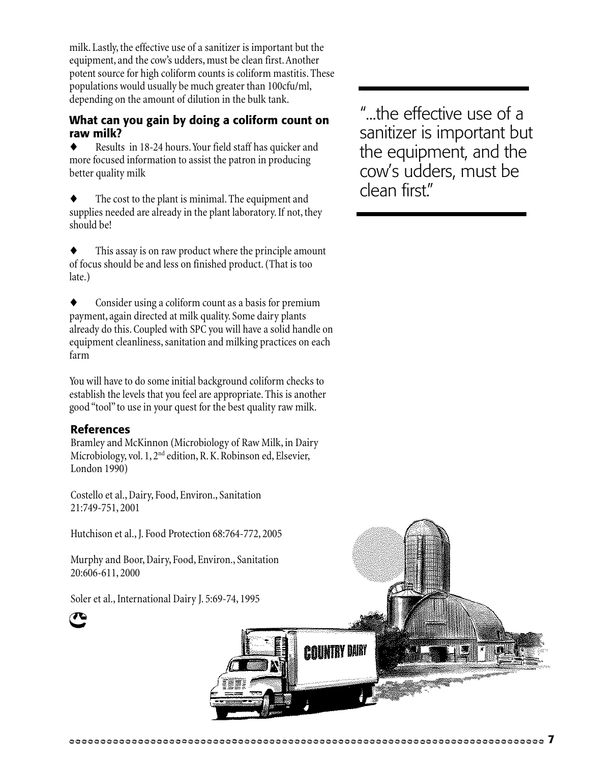milk. Lastly, the effective use of a sanitizer is important but the equipment, and the cow's udders, must be clean first. Another potent source for high coliform counts is coliform mastitis. These populations would usually be much greater than 100cfu/ml, depending on the amount of dilution in the bulk tank.

> "...the effective use of a sanitizer is important but the equipment, and the cow's udders, must be clean first."

### What can you gain by doing a coliform count on raw milk?

- Results in 18-24 hours. Your field staff has quicker and more focused information to assist the patron in producing better quality milk
- The cost to the plant is minimal. The equipment and supplies needed are already in the plant laboratory. If not, they should be!
- This assay is on raw product where the principle amount of focus should be and less on finished product. (That is too late.)
- Consider using a coliform count as a basis for premium payment, again directed at milk quality. Some dairy plants already do this. Coupled with SPC you will have a solid handle on equipment cleanliness, sanitation and milking practices on each farm

You will have to do some initial background coliform checks to establish the levels that you feel are appropriate. This is another good "tool" to use in your quest for the best quality raw milk.

### References

Bramley and McKinnon (Microbiology of Raw Milk, in Dairy Microbiology, vol. 1, 2nd edition, R. K. Robinson ed, Elsevier, London 1990)

Costello et al., Dairy, Food, Environ., Sanitation 21:749-751, 2001

Hutchison et al., J. Food Protection 68:764-772, 2005

Murphy and Boor, Dairy, Food, Environ., Sanitation 20:606-611, 2000

Soler et al., International Dairy J. 5:69-74, 1995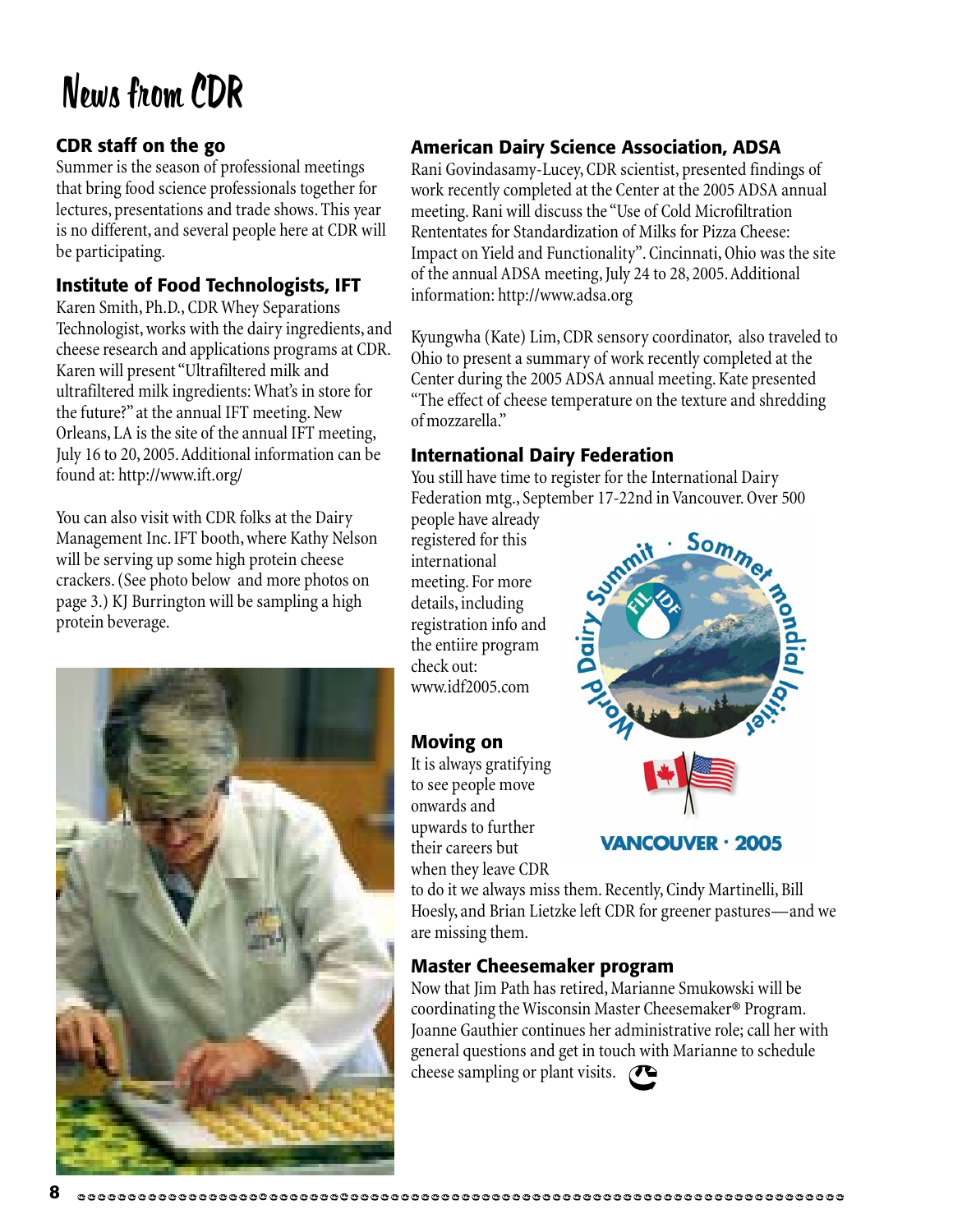# News from CDR

## CDR staff on the go

Summer is the season of professional meetings that bring food science professionals together for lectures, presentations and trade shows. This year is no different, and several people here at CDR will be participating.

## Institute of Food Technologists, IFT

Karen Smith, Ph.D., CDR Whey Separations Technologist, works with the dairy ingredients, and cheese research and applications programs at CDR. Karen will present "Ultrafiltered milk and ultrafiltered milk ingredients: What's in store for the future?" at the annual IFT meeting. New Orleans, LA is the site of the annual IFT meeting, July 16 to 20, 2005. Additional information can be found at: http://www.ift.org/

You can also visit with CDR folks at the Dairy Management Inc. IFT booth, where Kathy Nelson will be serving up some high protein cheese crackers. (See photo below and more photos on page 3.) KJ Burrington will be sampling a high protein beverage.

## American Dairy Science Association, ADSA

Rani Govindasamy-Lucey, CDR scientist, presented findings of work recently completed at the Center at the 2005 ADSA annual meeting. Rani will discuss the "Use of Cold Microfiltration Rententates for Standardization of Milks for Pizza Cheese: Impact on Yield and Functionality". Cincinnati, Ohio was the site of the annual ADSA meeting, July 24 to 28, 2005. Additional information: http://www.adsa.org

Kyungwha (Kate) Lim, CDR sensory coordinator, also traveled to Ohio to present a summary of work recently completed at the Center during the 2005 ADSA annual meeting. Kate presented "The effect of cheese temperature on the texture and shredding of mozzarella."

## International Dairy Federation

You still have time to register for the International Dairy Federation mtg., September 17-22nd in Vancouver. Over 500 people have already registered for this international meeting. For more details, including registration info and the entiire program check out: www.idf2005.com

## Moving on

It is always gratifying to see people move onwards and upwards to further their careers but when they leave CDR to do it we always miss them. Recently, Cindy Martinelli, Bill Hoesly, and Brian Lietzke left CDR for greener pastures—and we are missing them.

## Master Cheesemaker program

Now that Jim Path has retired, Marianne Smukowski will be coordinating the Wisconsin Master Cheesemaker® Program. Joanne Gauthier continues her administrative role; call her with general questions and get in touch with Marianne to schedule cheese sampling or plant visits.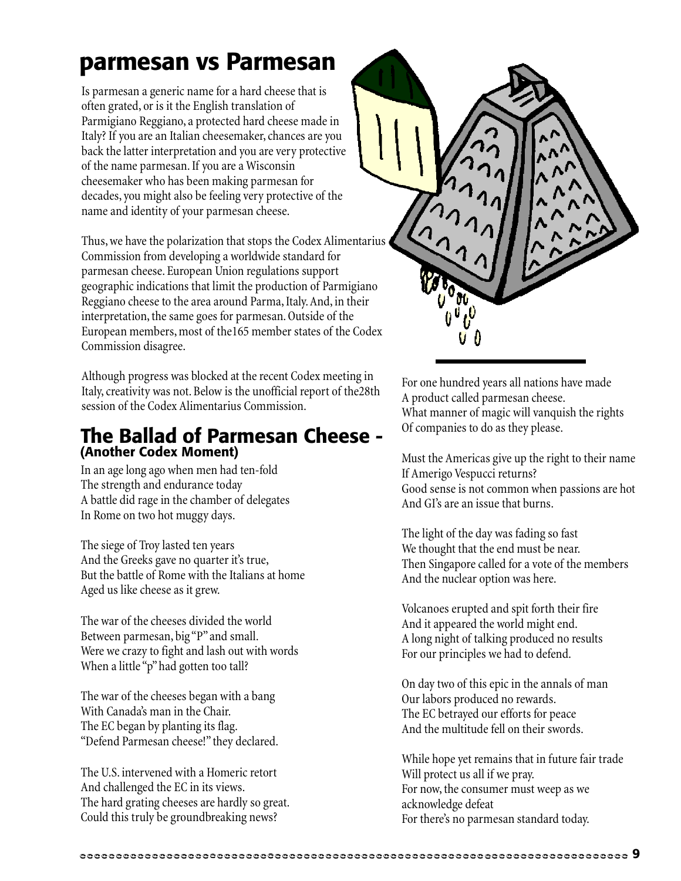# parmesan vs Parmesan

Is parmesan a generic name for a hard cheese that is often grated, or is it the English translation of Parmigiano Reggiano, a protected hard cheese made in Italy? If you are an Italian cheesemaker, chances are you back the latter interpretation and you are very protective of the name parmesan. If you are a Wisconsin cheesemaker who has been making parmesan for decades, you might also be feeling very protective of the name and identity of your parmesan cheese.

Thus, we have the polarization that stops the Codex Alimentarius Commission from developing a worldwide standard for parmesan cheese. European Union regulations support geographic indications that limit the production of Parmigiano Reggiano cheese to the area around Parma, Italy. And, in their interpretation, the same goes for parmesan. Outside of the European members, most of the165 member states of the Codex Commission disagree.

Although progress was blocked at the recent Codex meeting in Italy, creativity was not. Below is the unofficial report of the28th session of the Codex Alimentarius Commission.

## The Ballad of Parmesan Cheese - (Another Codex Moment)

In an age long ago when men had ten-fold
The strength and endurance today
A battle did rage in the chamber of delegates
In Rome on two hot muggy days.

The siege of Troy lasted ten years
And the Greeks gave no quarter it's true,
But the battle of Rome with the Italians at home
Aged us like cheese as it grew.

The war of the cheeses divided the world
Between parmesan, big "P" and small.
Were we crazy to fight and lash out with words
When a little "p" had gotten too tall?

The war of the cheeses began with a bang
With Canada's man in the Chair.
The EC began by planting its flag.
"Defend Parmesan cheese!" they declared.

The U.S. intervened with a Homeric retort
And challenged the EC in its views.
The hard grating cheeses are hardly so great.
Could this truly be groundbreaking news?

For one hundred years all nations have made
A product called parmesan cheese.
What manner of magic will vanquish the rights
Of companies to do as they please.

Must the Americas give up the right to their name
If Amerigo Vespucci returns?
Good sense is not common when passions are hot
And GI's are an issue that burns.

The light of the day was fading so fast
We thought that the end must be near.
Then Singapore called for a vote of the members
And the nuclear option was here.

Volcanoes erupted and spit forth their fire
And it appeared the world might end.
A long night of talking produced no results
For our principles we had to defend.

On day two of this epic in the annals of man
Our labors produced no rewards.
The EC betrayed our efforts for peace
And the multitude fell on their swords.

While hope yet remains that in future fair trade
Will protect us all if we pray.
For now, the consumer must weep as we acknowledge defeat
For there's no parmesan standard today.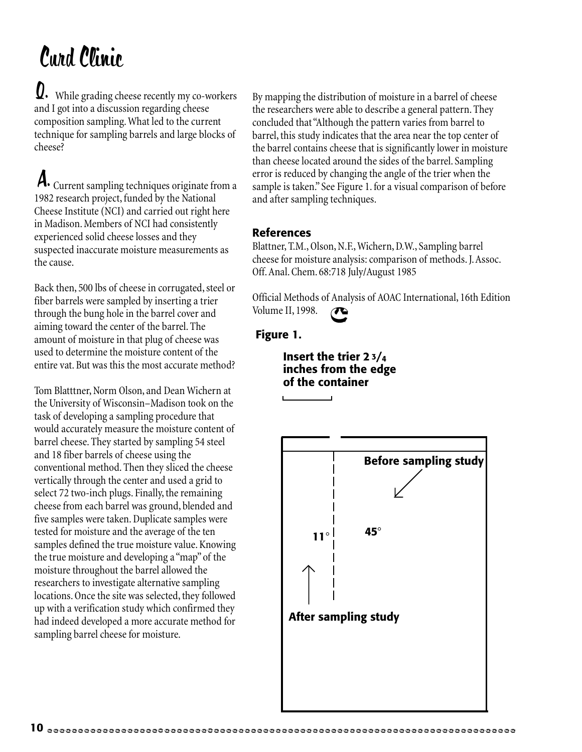# Curd Clinic

**Q.** While grading cheese recently my co-workers and I got into a discussion regarding cheese composition sampling. What led to the current technique for sampling barrels and large blocks of cheese?

**A.** Current sampling techniques originate from a 1982 research project, funded by the National Cheese Institute (NCI) and carried out right here in Madison. Members of NCI had consistently experienced solid cheese losses and they suspected inaccurate moisture measurements as the cause.

Back then, 500 lbs of cheese in corrugated, steel or fiber barrels were sampled by inserting a trier through the bung hole in the barrel cover and aiming toward the center of the barrel. The amount of moisture in that plug of cheese was used to determine the moisture content of the entire vat. But was this the most accurate method?

Tom Blatttner, Norm Olson, and Dean Wichern at the University of Wisconsin–Madison took on the task of developing a sampling procedure that would accurately measure the moisture content of barrel cheese. They started by sampling 54 steel and 18 fiber barrels of cheese using the conventional method. Then they sliced the cheese vertically through the center and used a grid to select 72 two-inch plugs. Finally, the remaining cheese from each barrel was ground, blended and five samples were taken. Duplicate samples were tested for moisture and the average of the ten samples defined the true moisture value. Knowing the true moisture and developing a "map" of the moisture throughout the barrel allowed the researchers to investigate alternative sampling locations. Once the site was selected, they followed up with a verification study which confirmed they had indeed developed a more accurate method for sampling barrel cheese for moisture.

By mapping the distribution of moisture in a barrel of cheese the researchers were able to describe a general pattern. They concluded that "Although the pattern varies from barrel to barrel, this study indicates that the area near the top center of the barrel contains cheese that is significantly lower in moisture than cheese located around the sides of the barrel. Sampling error is reduced by changing the angle of the trier when the sample is taken." See Figure 1. for a visual comparison of before and after sampling techniques.

### References

Blattner, T.M., Olson, N.F., Wichern, D.W., Sampling barrel cheese for moisture analysis: comparison of methods. J. Assoc. Off. Anal. Chem. 68:718 July/August 1985

Official Methods of Analysis of AOAC International, 16th Edition Volume II, 1998.

**Figure 1.**

**Insert the trier 2 3/4 inches from the edge of the container**

**Before sampling study**

11° 45°

**After sampling study**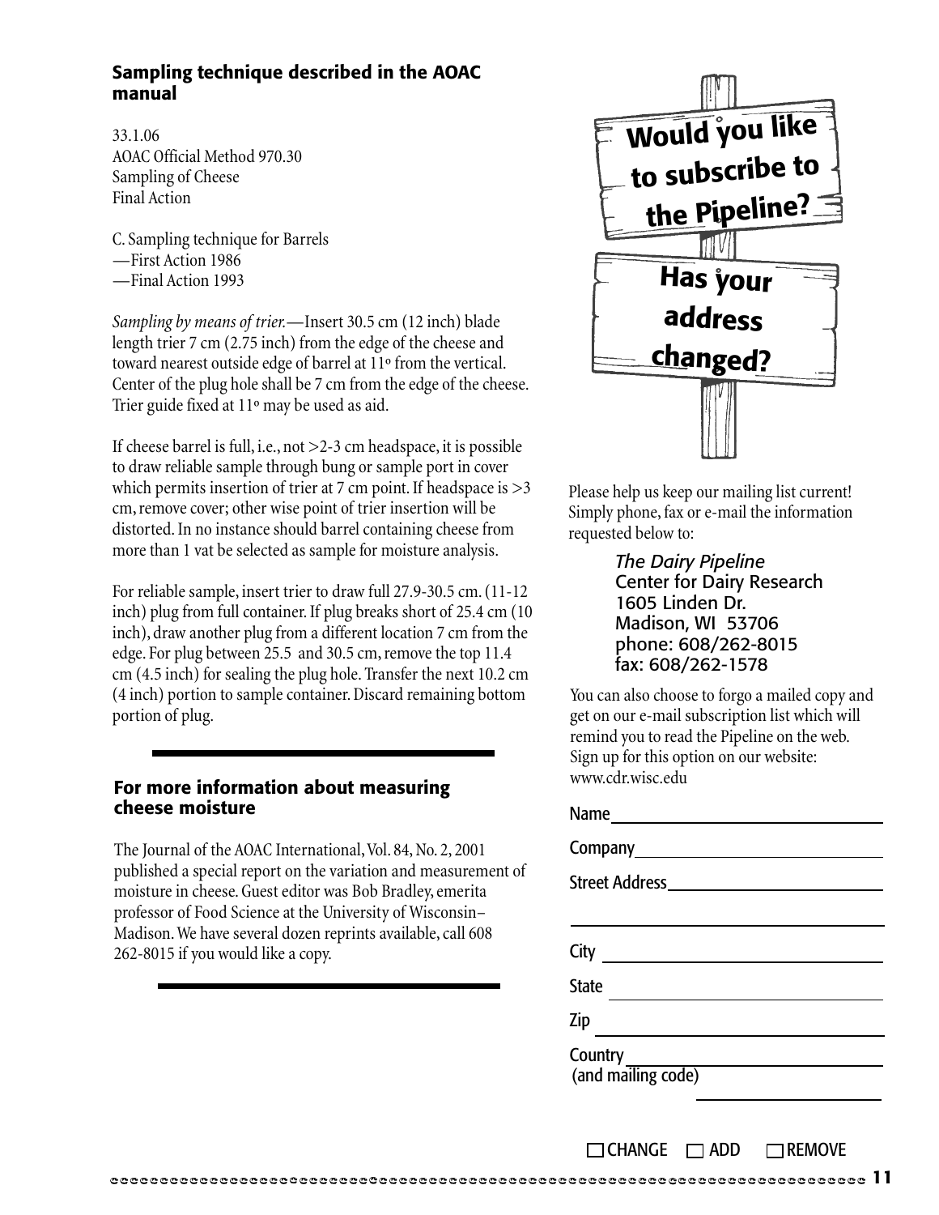## Sampling technique described in the AOAC manual

33.1.06
AOAC Official Method 970.30
Sampling of Cheese
Final Action

C. Sampling technique for Barrels
—First Action 1986
—Final Action 1993

*Sampling by means of trier.*—Insert 30.5 cm (12 inch) blade length trier 7 cm (2.75 inch) from the edge of the cheese and toward nearest outside edge of barrel at 11º from the vertical. Center of the plug hole shall be 7 cm from the edge of the cheese. Trier guide fixed at 11º may be used as aid.

If cheese barrel is full, i.e., not >2-3 cm headspace, it is possible to draw reliable sample through bung or sample port in cover which permits insertion of trier at 7 cm point. If headspace is >3 cm, remove cover; other wise point of trier insertion will be distorted. In no instance should barrel containing cheese from more than 1 vat be selected as sample for moisture analysis.

For reliable sample, insert trier to draw full 27.9-30.5 cm. (11-12 inch) plug from full container. If plug breaks short of 25.4 cm (10 inch), draw another plug from a different location 7 cm from the edge. For plug between 25.5 and 30.5 cm, remove the top 11.4 cm (4.5 inch) for sealing the plug hole. Transfer the next 10.2 cm (4 inch) portion to sample container. Discard remaining bottom portion of plug.

## For more information about measuring cheese moisture

The Journal of the AOAC International, Vol. 84, No. 2, 2001 published a special report on the variation and measurement of moisture in cheese. Guest editor was Bob Bradley, emerita professor of Food Science at the University of Wisconsin–Madison. We have several dozen reprints available, call 608 262-8015 if you would like a copy.

**Would you like to subscribe to the Pipeline?**

**Has your address changed?**

Please help us keep our mailing list current! Simply phone, fax or e-mail the information requested below to:

*The Dairy Pipeline*
Center for Dairy Research
1605 Linden Dr.
Madison, WI 53706
phone: 608/262-8015
fax: 608/262-1578

You can also choose to forgo a mailed copy and get on our e-mail subscription list which will remind you to read the Pipeline on the web. Sign up for this option on our website: www.cdr.wisc.edu

Name ______________________

Company ______________________

Street Address ______________________

______________________

City ______________________

State ______________________

Zip ______________________

Country (and mailing code) ______________________

______________________

☐ CHANGE ☐ ADD ☐ REMOVE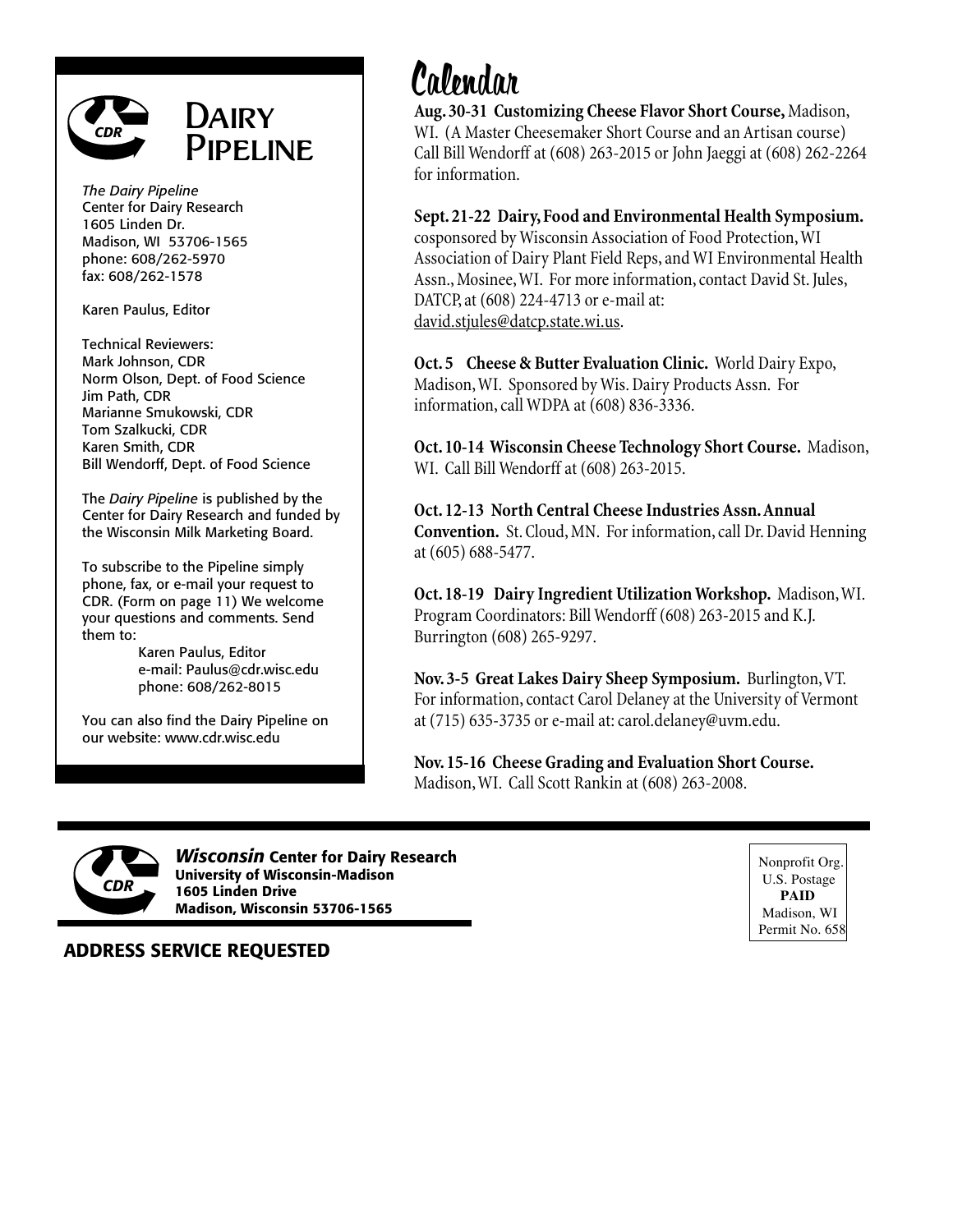# Dairy Pipeline

*The Dairy Pipeline*
Center for Dairy Research
1605 Linden Dr.
Madison, WI 53706-1565
phone: 608/262-5970
fax: 608/262-1578

Karen Paulus, Editor

Technical Reviewers:
Mark Johnson, CDR
Norm Olson, Dept. of Food Science
Jim Path, CDR
Marianne Smukowski, CDR
Tom Szalkucki, CDR
Karen Smith, CDR
Bill Wendorff, Dept. of Food Science

The *Dairy Pipeline* is published by the Center for Dairy Research and funded by the Wisconsin Milk Marketing Board.

To subscribe to the Pipeline simply phone, fax, or e-mail your request to CDR. (Form on page 11) We welcome your questions and comments. Send them to:

Karen Paulus, Editor
e-mail: Paulus@cdr.wisc.edu
phone: 608/262-8015

You can also find the Dairy Pipeline on our website: www.cdr.wisc.edu

# Calendar

**Aug. 30-31 Customizing Cheese Flavor Short Course,** Madison, WI. (A Master Cheesemaker Short Course and an Artisan course) Call Bill Wendorff at (608) 263-2015 or John Jaeggi at (608) 262-2264 for information.

**Sept. 21-22 Dairy, Food and Environmental Health Symposium.** cosponsored by Wisconsin Association of Food Protection, WI Association of Dairy Plant Field Reps, and WI Environmental Health Assn., Mosinee, WI. For more information, contact David St. Jules, DATCP, at (608) 224-4713 or e-mail at: david.stjules@datcp.state.wi.us.

**Oct. 5 Cheese & Butter Evaluation Clinic.** World Dairy Expo, Madison, WI. Sponsored by Wis. Dairy Products Assn. For information, call WDPA at (608) 836-3336.

**Oct. 10-14 Wisconsin Cheese Technology Short Course.** Madison, WI. Call Bill Wendorff at (608) 263-2015.

**Oct. 12-13 North Central Cheese Industries Assn. Annual Convention.** St. Cloud, MN. For information, call Dr. David Henning at (605) 688-5477.

**Oct. 18-19 Dairy Ingredient Utilization Workshop.** Madison, WI. Program Coordinators: Bill Wendorff (608) 263-2015 and K.J. Burrington (608) 265-9297.

**Nov. 3-5 Great Lakes Dairy Sheep Symposium.** Burlington, VT. For information, contact Carol Delaney at the University of Vermont at (715) 635-3735 or e-mail at: carol.delaney@uvm.edu.

**Nov. 15-16 Cheese Grading and Evaluation Short Course.** Madison, WI. Call Scott Rankin at (608) 263-2008.

***Wisconsin* Center for Dairy Research**
**University of Wisconsin-Madison**
**1605 Linden Drive**
**Madison, Wisconsin 53706-1565**

**ADDRESS SERVICE REQUESTED**

Nonprofit Org.
U.S. Postage
**PAID**
Madison, WI
Permit No. 658